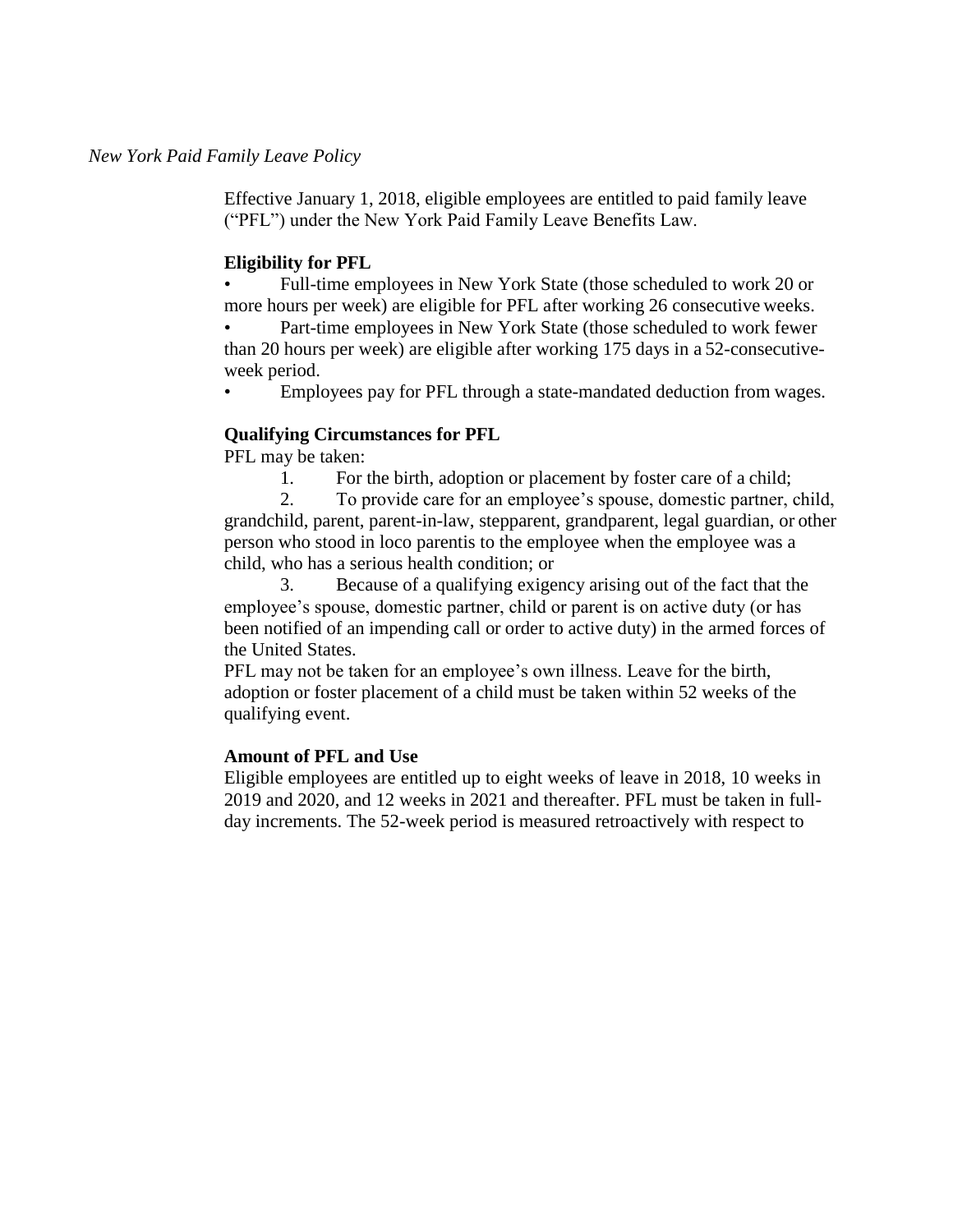*New York Paid Family Leave Policy*

Effective January 1, 2018, eligible employees are entitled to paid family leave ("PFL") under the New York Paid Family Leave Benefits Law.

**Eligibility for PFL**

- Full-time employees in New York State (those scheduled to work 20 or more hours per week) are eligible for PFL after working 26 consecutive weeks.
- Part-time employees in New York State (those scheduled to work fewer than 20 hours per week) are eligible after working 175 days in a 52-consecutive-week period.
- Employees pay for PFL through a state-mandated deduction from wages.

**Qualifying Circumstances for PFL**

PFL may be taken:

1. For the birth, adoption or placement by foster care of a child;
2. To provide care for an employee's spouse, domestic partner, child, grandchild, parent, parent-in-law, stepparent, grandparent, legal guardian, or other person who stood in loco parentis to the employee when the employee was a child, who has a serious health condition; or
3. Because of a qualifying exigency arising out of the fact that the employee's spouse, domestic partner, child or parent is on active duty (or has been notified of an impending call or order to active duty) in the armed forces of the United States.

PFL may not be taken for an employee's own illness. Leave for the birth, adoption or foster placement of a child must be taken within 52 weeks of the qualifying event.

**Amount of PFL and Use**

Eligible employees are entitled up to eight weeks of leave in 2018, 10 weeks in 2019 and 2020, and 12 weeks in 2021 and thereafter. PFL must be taken in full-day increments. The 52-week period is measured retroactively with respect to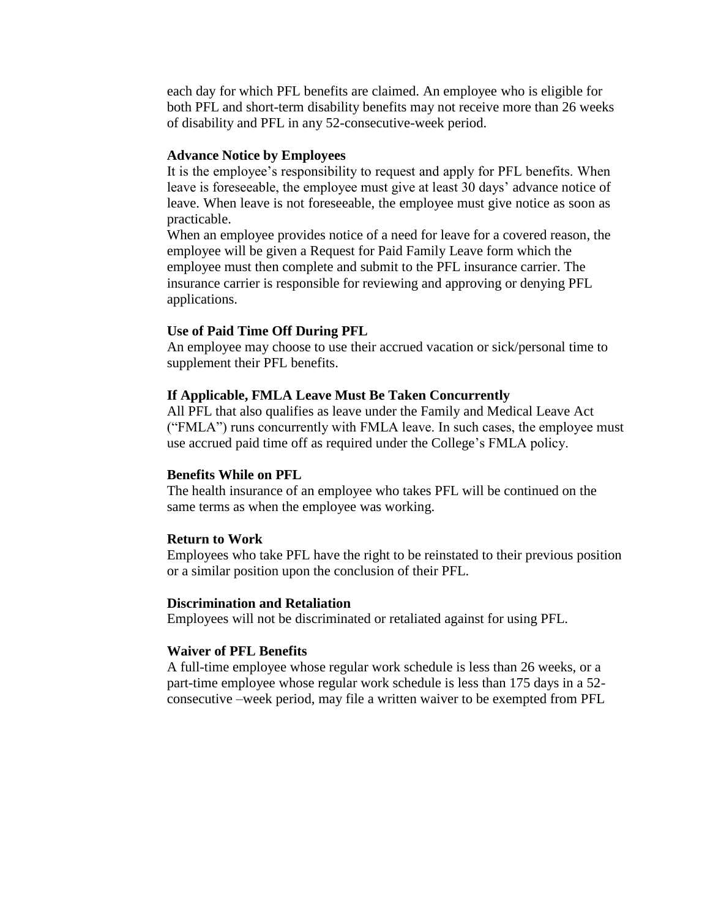each day for which PFL benefits are claimed. An employee who is eligible for both PFL and short-term disability benefits may not receive more than 26 weeks of disability and PFL in any 52-consecutive-week period.

**Advance Notice by Employees**

It is the employee's responsibility to request and apply for PFL benefits. When leave is foreseeable, the employee must give at least 30 days' advance notice of leave. When leave is not foreseeable, the employee must give notice as soon as practicable.

When an employee provides notice of a need for leave for a covered reason, the employee will be given a Request for Paid Family Leave form which the employee must then complete and submit to the PFL insurance carrier. The insurance carrier is responsible for reviewing and approving or denying PFL applications.

**Use of Paid Time Off During PFL**

An employee may choose to use their accrued vacation or sick/personal time to supplement their PFL benefits.

**If Applicable, FMLA Leave Must Be Taken Concurrently**

All PFL that also qualifies as leave under the Family and Medical Leave Act ("FMLA") runs concurrently with FMLA leave. In such cases, the employee must use accrued paid time off as required under the College's FMLA policy.

**Benefits While on PFL**

The health insurance of an employee who takes PFL will be continued on the same terms as when the employee was working.

**Return to Work**

Employees who take PFL have the right to be reinstated to their previous position or a similar position upon the conclusion of their PFL.

**Discrimination and Retaliation**

Employees will not be discriminated or retaliated against for using PFL.

**Waiver of PFL Benefits**

A full-time employee whose regular work schedule is less than 26 weeks, or a part-time employee whose regular work schedule is less than 175 days in a 52-consecutive –week period, may file a written waiver to be exempted from PFL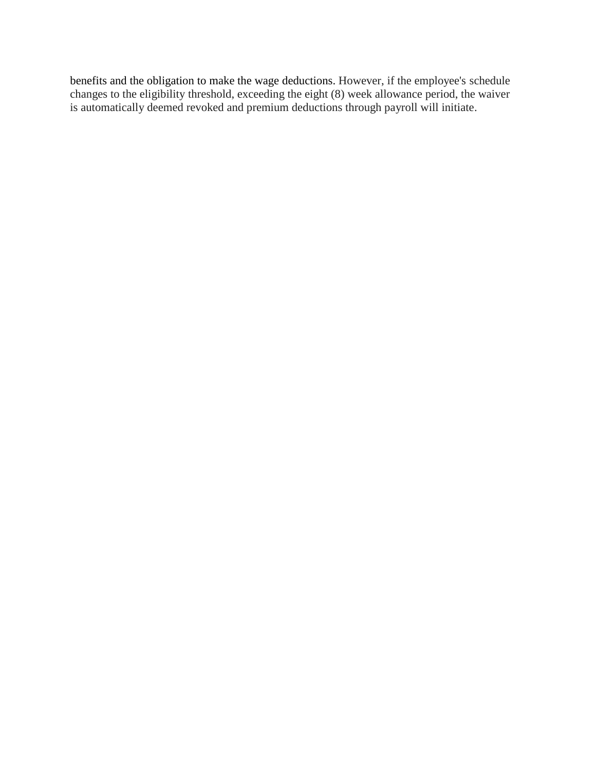benefits and the obligation to make the wage deductions. However, if the employee's schedule changes to the eligibility threshold, exceeding the eight (8) week allowance period, the waiver is automatically deemed revoked and premium deductions through payroll will initiate.